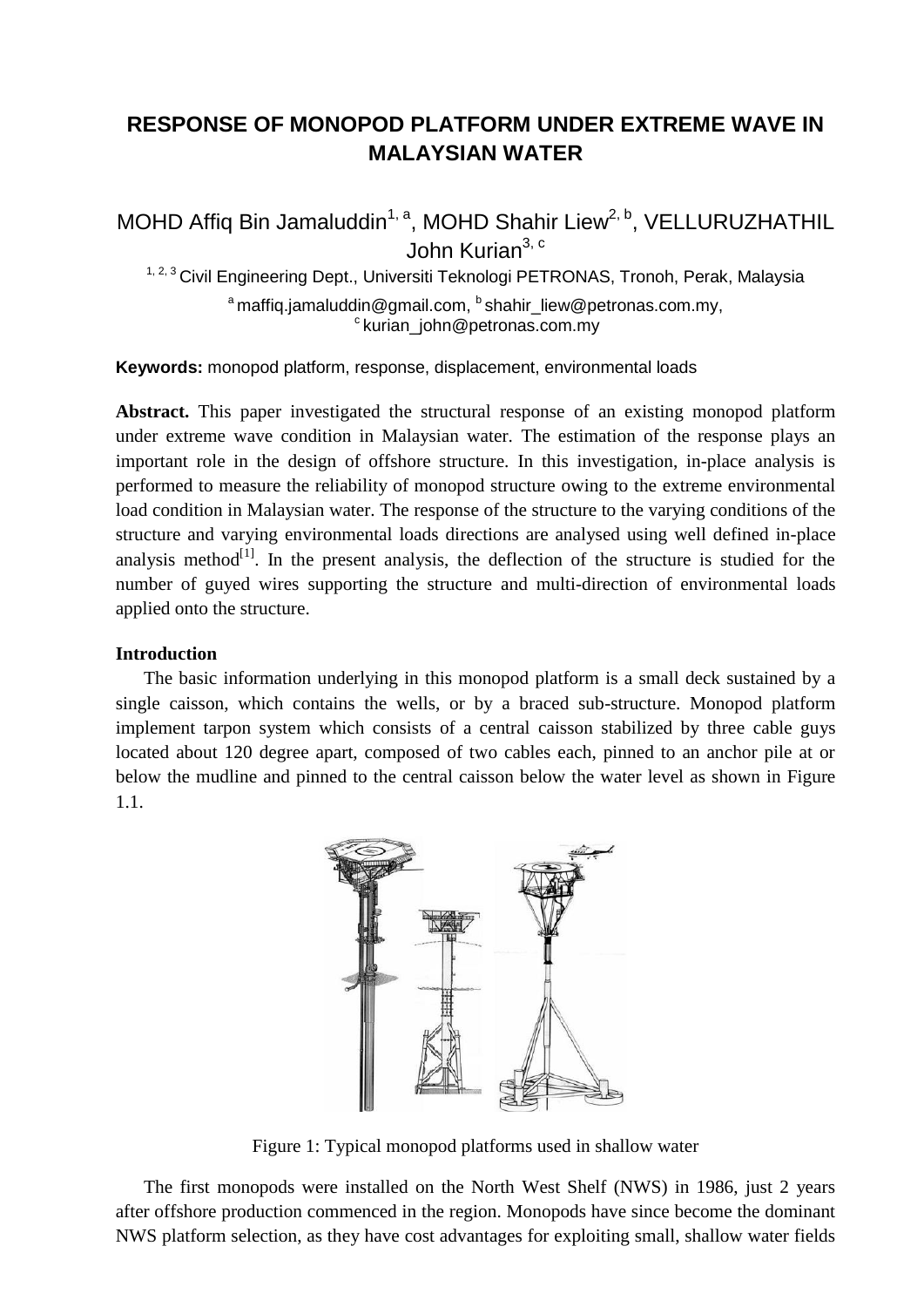# RESPONSE OF MONOPOD PLATFORM UNDER EXTREME WAVE IN MALAYSIAN WATER

MOHD Affiq Bin Jamaluddin[1, a], MOHD Shahir Liew[2, b], VELLURUZHATHIL John Kurian[3, c]

[1, 2, 3] Civil Engineering Dept., Universiti Teknologi PETRONAS, Tronoh, Perak, Malaysia

[a] maffiq.jamaluddin@gmail.com, [b] shahir_liew@petronas.com.my, [c] kurian_john@petronas.com.my

**Keywords:** monopod platform, response, displacement, environmental loads

**Abstract.** This paper investigated the structural response of an existing monopod platform under extreme wave condition in Malaysian water. The estimation of the response plays an important role in the design of offshore structure. In this investigation, in-place analysis is performed to measure the reliability of monopod structure owing to the extreme environmental load condition in Malaysian water. The response of the structure to the varying conditions of the structure and varying environmental loads directions are analysed using well defined in-place analysis method[1]. In the present analysis, the deflection of the structure is studied for the number of guyed wires supporting the structure and multi-direction of environmental loads applied onto the structure.

## Introduction

The basic information underlying in this monopod platform is a small deck sustained by a single caisson, which contains the wells, or by a braced sub-structure. Monopod platform implement tarpon system which consists of a central caisson stabilized by three cable guys located about 120 degree apart, composed of two cables each, pinned to an anchor pile at or below the mudline and pinned to the central caisson below the water level as shown in Figure 1.1.

Figure 1: Typical monopod platforms used in shallow water

The first monopods were installed on the North West Shelf (NWS) in 1986, just 2 years after offshore production commenced in the region. Monopods have since become the dominant NWS platform selection, as they have cost advantages for exploiting small, shallow water fields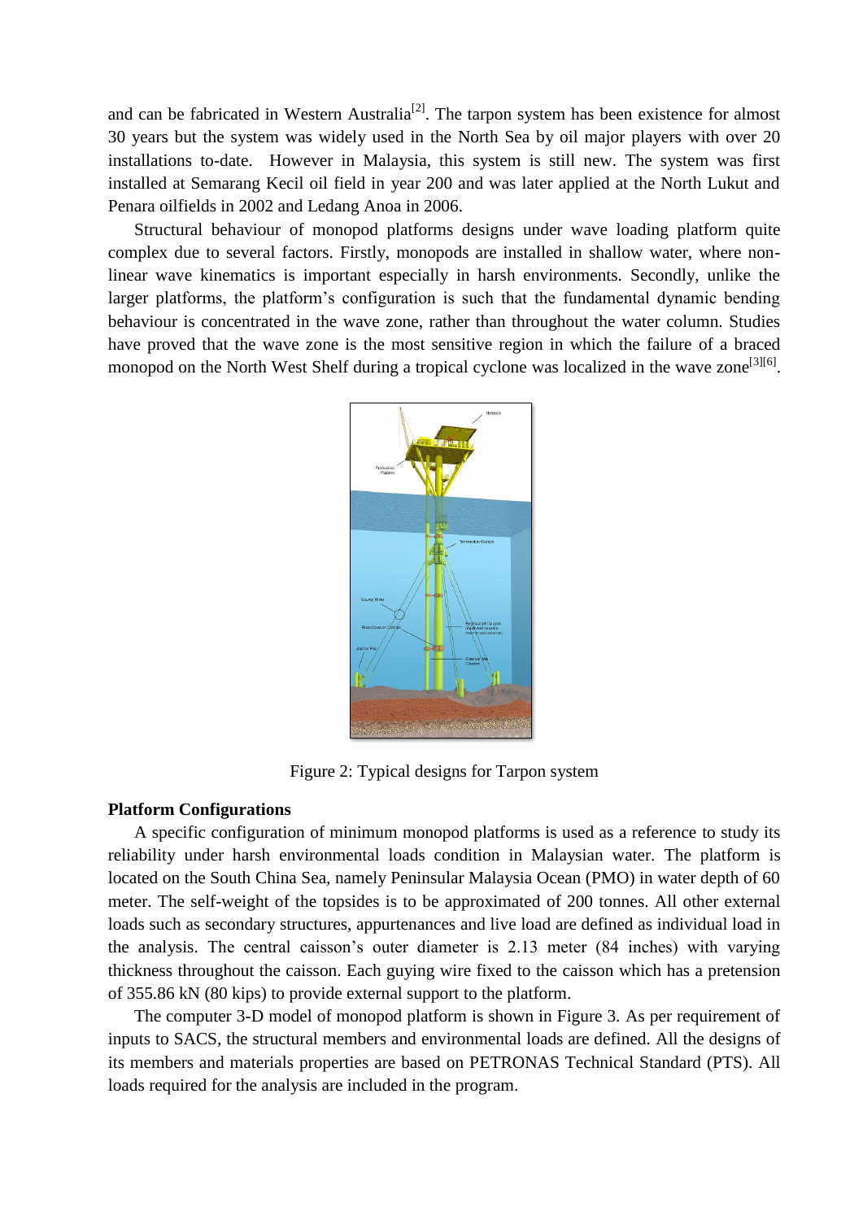and can be fabricated in Western Australia[2]. The tarpon system has been existence for almost 30 years but the system was widely used in the North Sea by oil major players with over 20 installations to-date. However in Malaysia, this system is still new. The system was first installed at Semarang Kecil oil field in year 200 and was later applied at the North Lukut and Penara oilfields in 2002 and Ledang Anoa in 2006.

Structural behaviour of monopod platforms designs under wave loading platform quite complex due to several factors. Firstly, monopods are installed in shallow water, where non-linear wave kinematics is important especially in harsh environments. Secondly, unlike the larger platforms, the platform's configuration is such that the fundamental dynamic bending behaviour is concentrated in the wave zone, rather than throughout the water column. Studies have proved that the wave zone is the most sensitive region in which the failure of a braced monopod on the North West Shelf during a tropical cyclone was localized in the wave zone[3][6].

Figure 2: Typical designs for Tarpon system

**Platform Configurations**

A specific configuration of minimum monopod platforms is used as a reference to study its reliability under harsh environmental loads condition in Malaysian water. The platform is located on the South China Sea, namely Peninsular Malaysia Ocean (PMO) in water depth of 60 meter. The self-weight of the topsides is to be approximated of 200 tonnes. All other external loads such as secondary structures, appurtenances and live load are defined as individual load in the analysis. The central caisson's outer diameter is 2.13 meter (84 inches) with varying thickness throughout the caisson. Each guying wire fixed to the caisson which has a pretension of 355.86 kN (80 kips) to provide external support to the platform.

The computer 3-D model of monopod platform is shown in Figure 3. As per requirement of inputs to SACS, the structural members and environmental loads are defined. All the designs of its members and materials properties are based on PETRONAS Technical Standard (PTS). All loads required for the analysis are included in the program.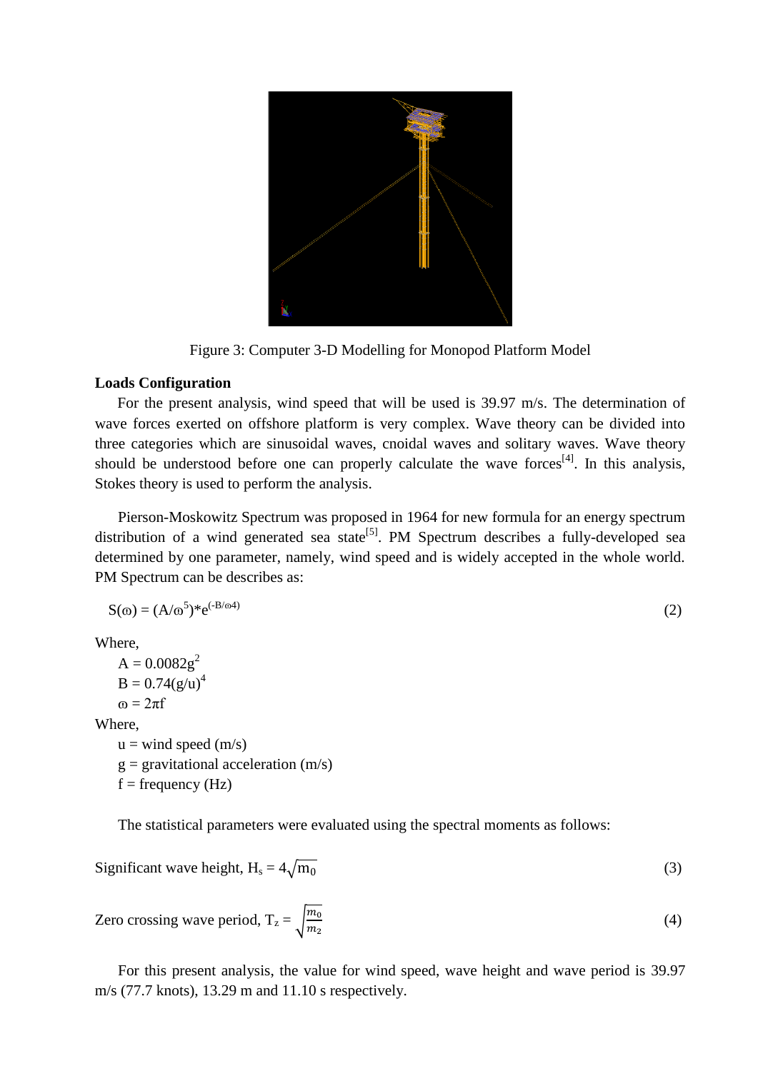Figure 3: Computer 3-D Modelling for Monopod Platform Model

**Loads Configuration**

For the present analysis, wind speed that will be used is 39.97 m/s. The determination of wave forces exerted on offshore platform is very complex. Wave theory can be divided into three categories which are sinusoidal waves, cnoidal waves and solitary waves. Wave theory should be understood before one can properly calculate the wave forces[4]. In this analysis, Stokes theory is used to perform the analysis.

Pierson-Moskowitz Spectrum was proposed in 1964 for new formula for an energy spectrum distribution of a wind generated sea state[5]. PM Spectrum describes a fully-developed sea determined by one parameter, namely, wind speed and is widely accepted in the whole world. PM Spectrum can be describes as:

$$S(\omega) = (A/\omega^5)*e^{(-B/\omega 4)} \tag{2}$$

Where,

$A = 0.0082g^2$

$B = 0.74(g/u)^4$

$\omega = 2\pi f$

Where,

u = wind speed (m/s)

g = gravitational acceleration (m/s)

f = frequency (Hz)

The statistical parameters were evaluated using the spectral moments as follows:

$$\text{Significant wave height, } H_s = 4\sqrt{m_0} \tag{3}$$

$$\text{Zero crossing wave period, } T_z = \sqrt{\frac{m_0}{m_2}} \tag{4}$$

For this present analysis, the value for wind speed, wave height and wave period is 39.97 m/s (77.7 knots), 13.29 m and 11.10 s respectively.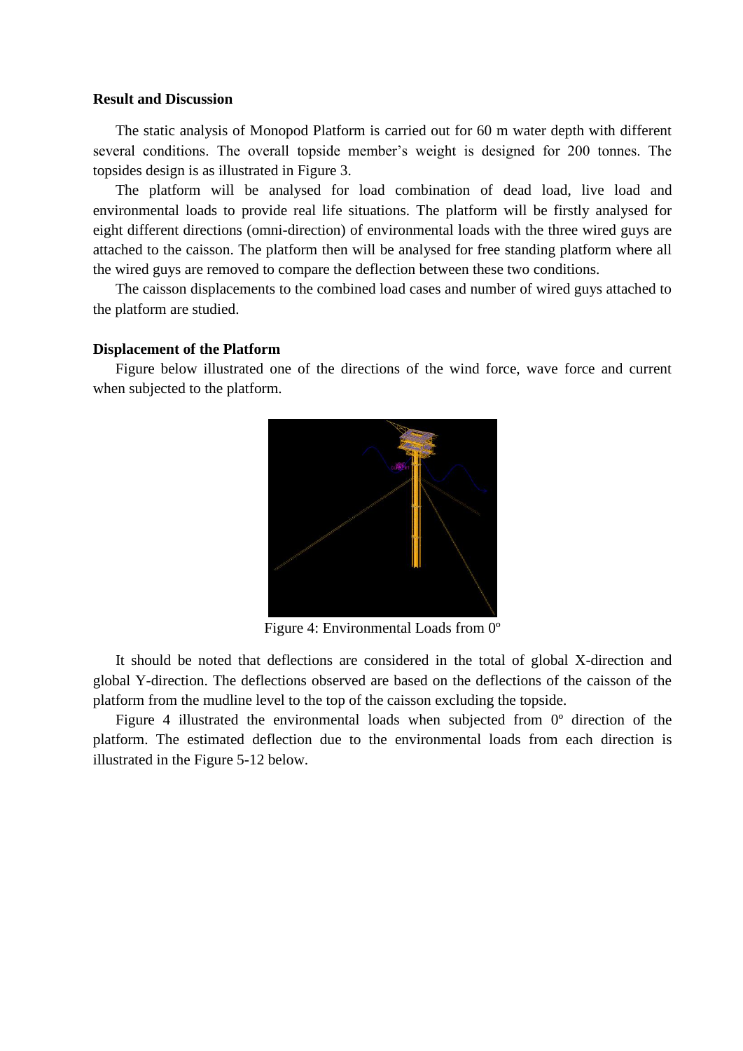**Result and Discussion**

The static analysis of Monopod Platform is carried out for 60 m water depth with different several conditions. The overall topside member's weight is designed for 200 tonnes. The topsides design is as illustrated in Figure 3.

The platform will be analysed for load combination of dead load, live load and environmental loads to provide real life situations. The platform will be firstly analysed for eight different directions (omni-direction) of environmental loads with the three wired guys are attached to the caisson. The platform then will be analysed for free standing platform where all the wired guys are removed to compare the deflection between these two conditions.

The caisson displacements to the combined load cases and number of wired guys attached to the platform are studied.

**Displacement of the Platform**

Figure below illustrated one of the directions of the wind force, wave force and current when subjected to the platform.

Figure 4: Environmental Loads from 0º

It should be noted that deflections are considered in the total of global X-direction and global Y-direction. The deflections observed are based on the deflections of the caisson of the platform from the mudline level to the top of the caisson excluding the topside.

Figure 4 illustrated the environmental loads when subjected from 0º direction of the platform. The estimated deflection due to the environmental loads from each direction is illustrated in the Figure 5-12 below.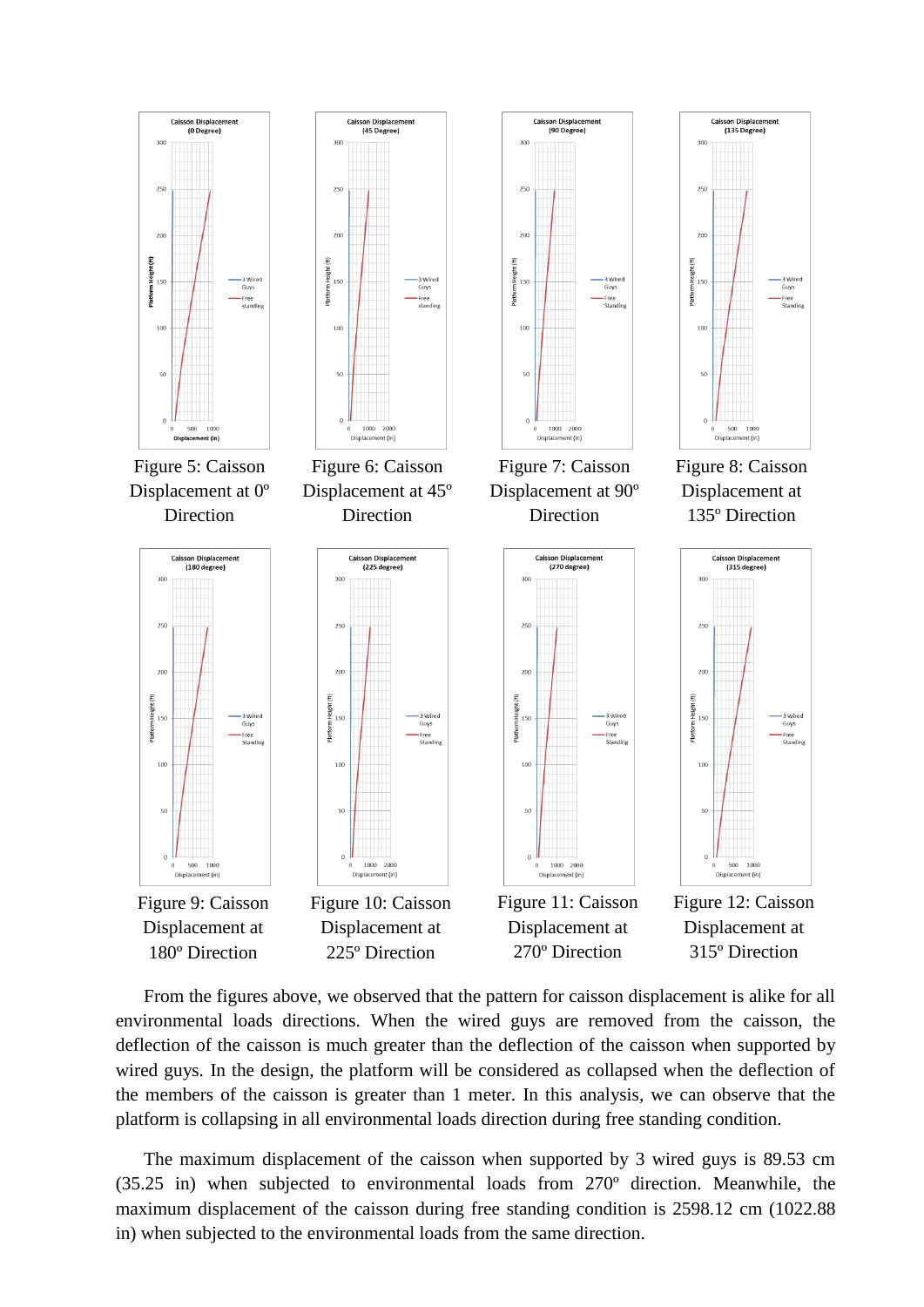Figure 5: Caisson Displacement at 0º Direction

Figure 6: Caisson Displacement at 45º Direction

Figure 7: Caisson Displacement at 90º Direction

Figure 8: Caisson Displacement at 135º Direction

Figure 9: Caisson Displacement at 180º Direction

Figure 10: Caisson Displacement at 225º Direction

Figure 11: Caisson Displacement at 270º Direction

Figure 12: Caisson Displacement at 315º Direction

From the figures above, we observed that the pattern for caisson displacement is alike for all environmental loads directions. When the wired guys are removed from the caisson, the deflection of the caisson is much greater than the deflection of the caisson when supported by wired guys. In the design, the platform will be considered as collapsed when the deflection of the members of the caisson is greater than 1 meter. In this analysis, we can observe that the platform is collapsing in all environmental loads direction during free standing condition.

The maximum displacement of the caisson when supported by 3 wired guys is 89.53 cm (35.25 in) when subjected to environmental loads from 270º direction. Meanwhile, the maximum displacement of the caisson during free standing condition is 2598.12 cm (1022.88 in) when subjected to the environmental loads from the same direction.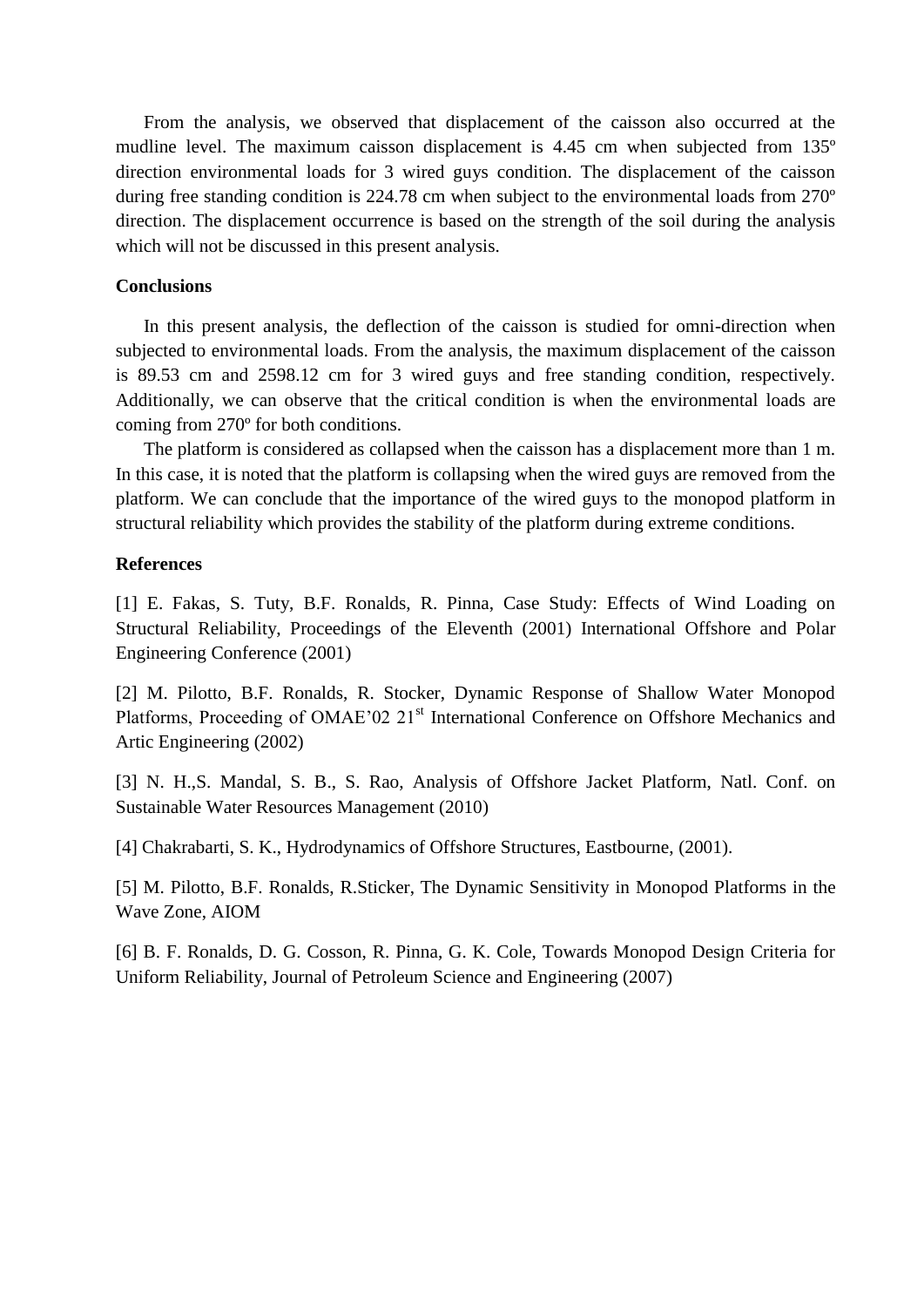From the analysis, we observed that displacement of the caisson also occurred at the mudline level. The maximum caisson displacement is 4.45 cm when subjected from 135º direction environmental loads for 3 wired guys condition. The displacement of the caisson during free standing condition is 224.78 cm when subject to the environmental loads from 270º direction. The displacement occurrence is based on the strength of the soil during the analysis which will not be discussed in this present analysis.

**Conclusions**

In this present analysis, the deflection of the caisson is studied for omni-direction when subjected to environmental loads. From the analysis, the maximum displacement of the caisson is 89.53 cm and 2598.12 cm for 3 wired guys and free standing condition, respectively. Additionally, we can observe that the critical condition is when the environmental loads are coming from 270º for both conditions.

The platform is considered as collapsed when the caisson has a displacement more than 1 m. In this case, it is noted that the platform is collapsing when the wired guys are removed from the platform. We can conclude that the importance of the wired guys to the monopod platform in structural reliability which provides the stability of the platform during extreme conditions.

**References**

[1] E. Fakas, S. Tuty, B.F. Ronalds, R. Pinna, Case Study: Effects of Wind Loading on Structural Reliability, Proceedings of the Eleventh (2001) International Offshore and Polar Engineering Conference (2001)

[2] M. Pilotto, B.F. Ronalds, R. Stocker, Dynamic Response of Shallow Water Monopod Platforms, Proceeding of OMAE'02 21st International Conference on Offshore Mechanics and Artic Engineering (2002)

[3] N. H.,S. Mandal, S. B., S. Rao, Analysis of Offshore Jacket Platform, Natl. Conf. on Sustainable Water Resources Management (2010)

[4] Chakrabarti, S. K., Hydrodynamics of Offshore Structures, Eastbourne, (2001).

[5] M. Pilotto, B.F. Ronalds, R.Sticker, The Dynamic Sensitivity in Monopod Platforms in the Wave Zone, AIOM

[6] B. F. Ronalds, D. G. Cosson, R. Pinna, G. K. Cole, Towards Monopod Design Criteria for Uniform Reliability, Journal of Petroleum Science and Engineering (2007)